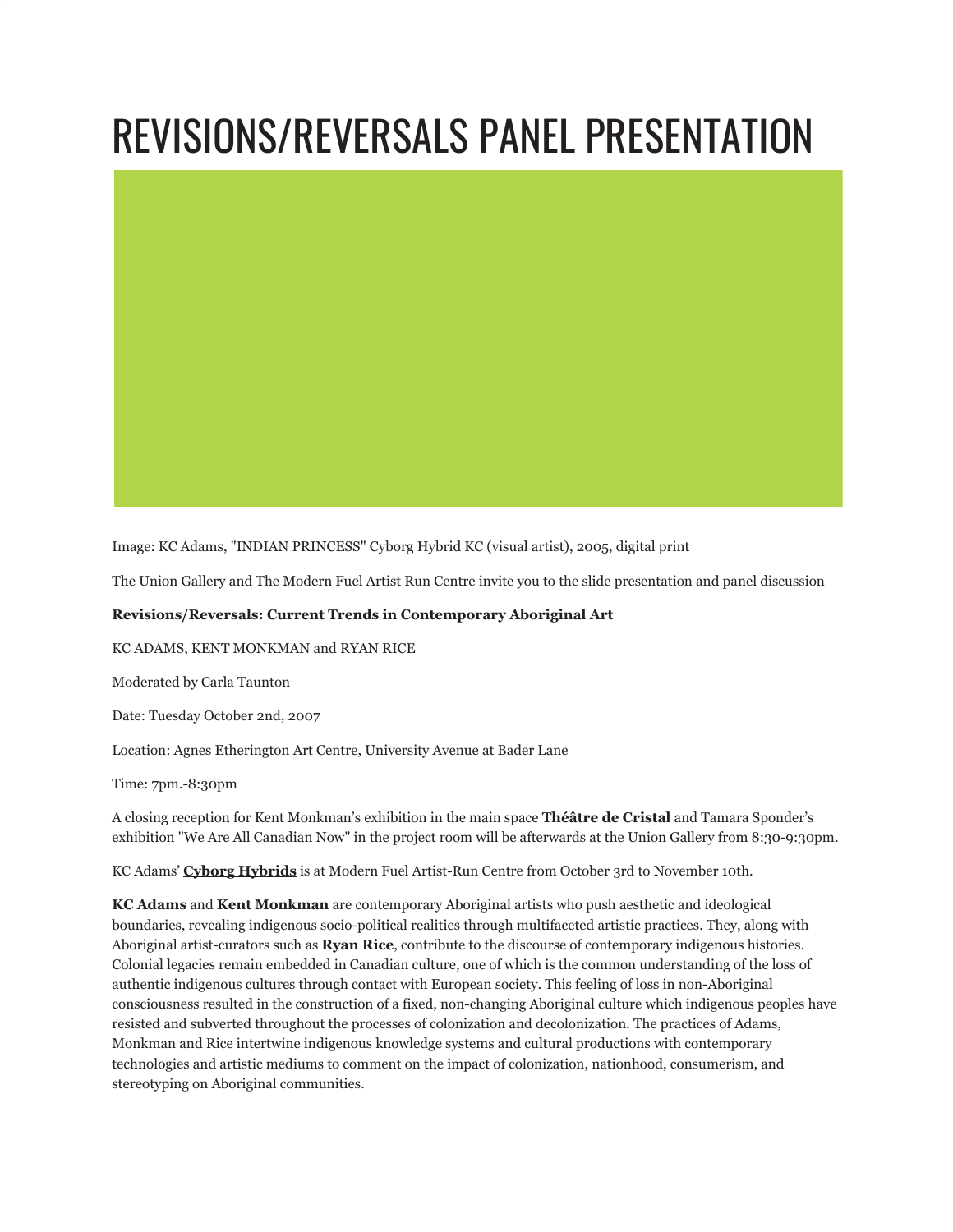# REVISIONS/REVERSALS PANEL PRESENTATION

Image: KC Adams, "INDIAN PRINCESS" Cyborg Hybrid KC (visual artist), 2005, digital print

The Union Gallery and The Modern Fuel Artist Run Centre invite you to the slide presentation and panel discussion

**Revisions/Reversals: Current Trends in Contemporary Aboriginal Art**

KC ADAMS, KENT MONKMAN and RYAN RICE

Moderated by Carla Taunton

Date: Tuesday October 2nd, 2007

Location: Agnes Etherington Art Centre, University Avenue at Bader Lane

Time: 7pm.-8:30pm

A closing reception for Kent Monkman's exhibition in the main space **Théâtre de Cristal** and Tamara Sponder's exhibition "We Are All Canadian Now" in the project room will be afterwards at the Union Gallery from 8:30-9:30pm.

KC Adams' **Cyborg Hybrids** is at Modern Fuel Artist-Run Centre from October 3rd to November 10th.

**KC Adams** and **Kent Monkman** are contemporary Aboriginal artists who push aesthetic and ideological boundaries, revealing indigenous socio-political realities through multifaceted artistic practices. They, along with Aboriginal artist-curators such as **Ryan Rice**, contribute to the discourse of contemporary indigenous histories. Colonial legacies remain embedded in Canadian culture, one of which is the common understanding of the loss of authentic indigenous cultures through contact with European society. This feeling of loss in non-Aboriginal consciousness resulted in the construction of a fixed, non-changing Aboriginal culture which indigenous peoples have resisted and subverted throughout the processes of colonization and decolonization. The practices of Adams, Monkman and Rice intertwine indigenous knowledge systems and cultural productions with contemporary technologies and artistic mediums to comment on the impact of colonization, nationhood, consumerism, and stereotyping on Aboriginal communities.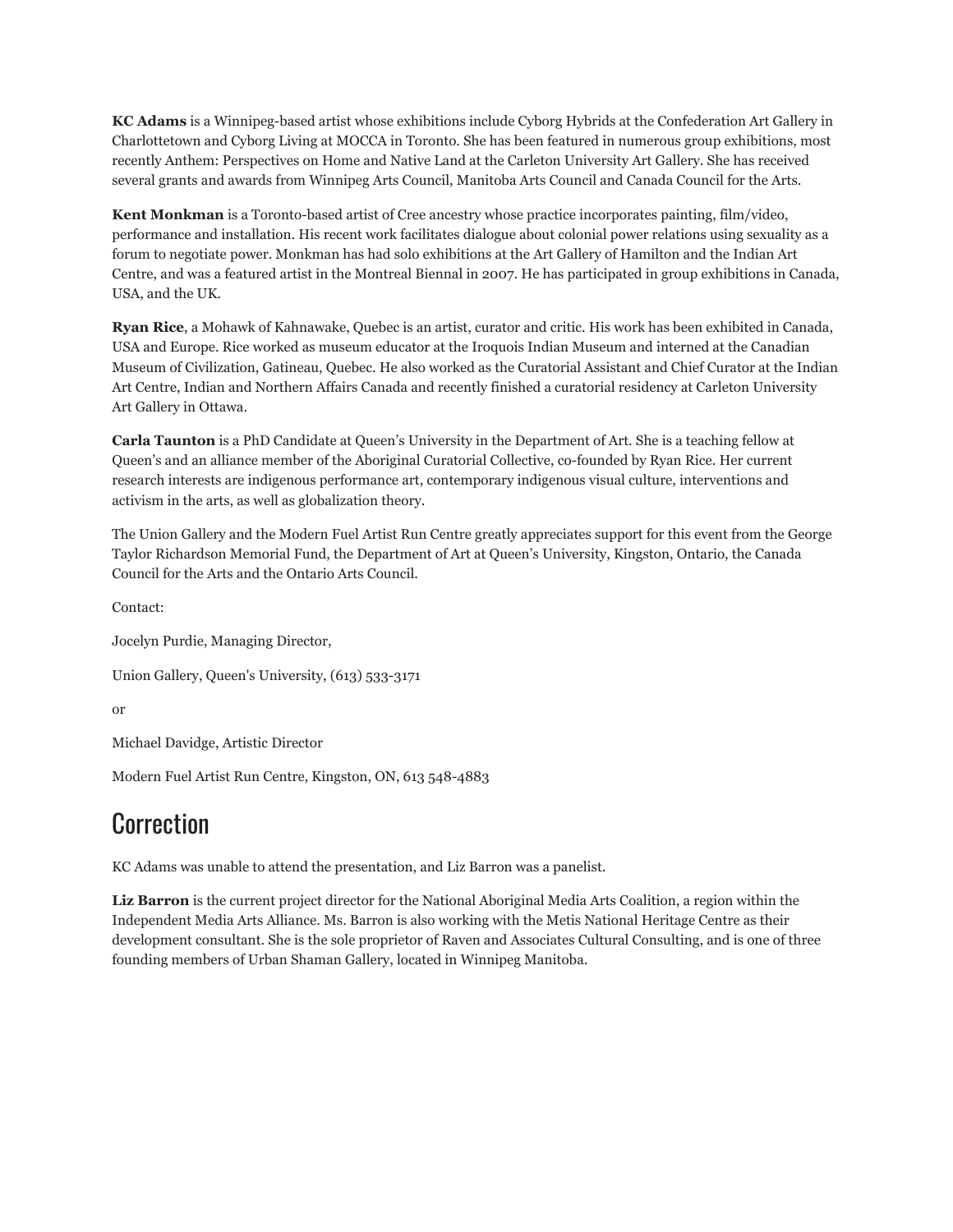**KC Adams** is a Winnipeg-based artist whose exhibitions include Cyborg Hybrids at the Confederation Art Gallery in Charlottetown and Cyborg Living at MOCCA in Toronto. She has been featured in numerous group exhibitions, most recently Anthem: Perspectives on Home and Native Land at the Carleton University Art Gallery. She has received several grants and awards from Winnipeg Arts Council, Manitoba Arts Council and Canada Council for the Arts.

**Kent Monkman** is a Toronto-based artist of Cree ancestry whose practice incorporates painting, film/video, performance and installation. His recent work facilitates dialogue about colonial power relations using sexuality as a forum to negotiate power. Monkman has had solo exhibitions at the Art Gallery of Hamilton and the Indian Art Centre, and was a featured artist in the Montreal Biennal in 2007. He has participated in group exhibitions in Canada, USA, and the UK.

**Ryan Rice**, a Mohawk of Kahnawake, Quebec is an artist, curator and critic. His work has been exhibited in Canada, USA and Europe. Rice worked as museum educator at the Iroquois Indian Museum and interned at the Canadian Museum of Civilization, Gatineau, Quebec. He also worked as the Curatorial Assistant and Chief Curator at the Indian Art Centre, Indian and Northern Affairs Canada and recently finished a curatorial residency at Carleton University Art Gallery in Ottawa.

**Carla Taunton** is a PhD Candidate at Queen's University in the Department of Art. She is a teaching fellow at Queen's and an alliance member of the Aboriginal Curatorial Collective, co-founded by Ryan Rice. Her current research interests are indigenous performance art, contemporary indigenous visual culture, interventions and activism in the arts, as well as globalization theory.

The Union Gallery and the Modern Fuel Artist Run Centre greatly appreciates support for this event from the George Taylor Richardson Memorial Fund, the Department of Art at Queen's University, Kingston, Ontario, the Canada Council for the Arts and the Ontario Arts Council.

Contact:

Jocelyn Purdie, Managing Director,

Union Gallery, Queen's University, (613) 533-3171

or

Michael Davidge, Artistic Director

Modern Fuel Artist Run Centre, Kingston, ON, 613 548-4883

## Correction

KC Adams was unable to attend the presentation, and Liz Barron was a panelist.

**Liz Barron** is the current project director for the National Aboriginal Media Arts Coalition, a region within the Independent Media Arts Alliance. Ms. Barron is also working with the Metis National Heritage Centre as their development consultant. She is the sole proprietor of Raven and Associates Cultural Consulting, and is one of three founding members of Urban Shaman Gallery, located in Winnipeg Manitoba.